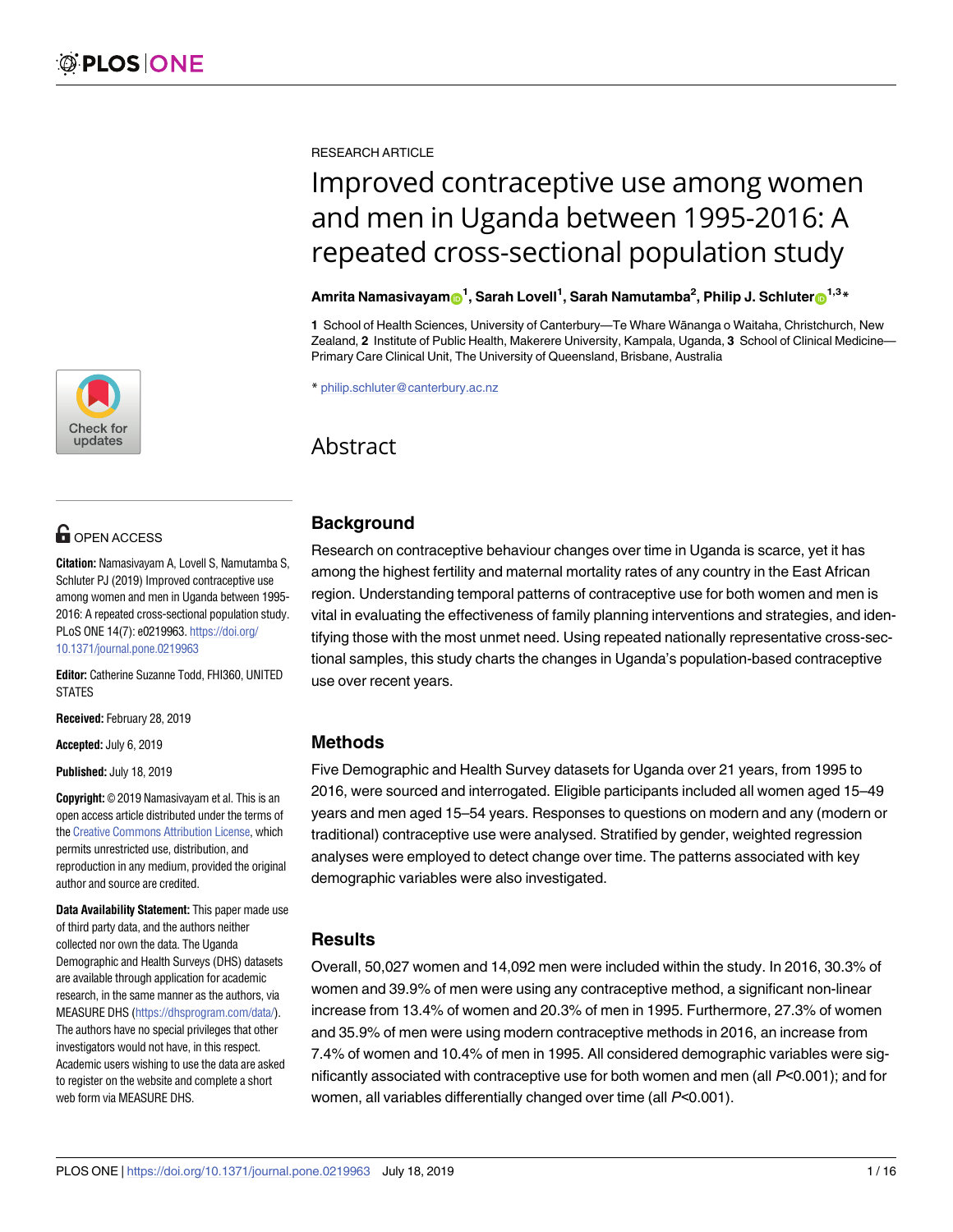RESEARCH ARTICLE

# Improved contraceptive use among women and men in Uganda between 1995-2016: A repeated cross-sectional population study

**Amrita Namasivayam[1], Sarah Lovell[1], Sarah Namutamba[2], Philip J. Schluter[1,3]***

**1** School of Health Sciences, University of Canterbury—Te Whare Wānanga o Waitaha, Christchurch, New Zealand, **2** Institute of Public Health, Makerere University, Kampala, Uganda, **3** School of Clinical Medicine—Primary Care Clinical Unit, The University of Queensland, Brisbane, Australia

* philip.schluter@canterbury.ac.nz

OPEN ACCESS

**Citation:** Namasivayam A, Lovell S, Namutamba S, Schluter PJ (2019) Improved contraceptive use among women and men in Uganda between 1995-2016: A repeated cross-sectional population study. PLoS ONE 14(7): e0219963. https://doi.org/10.1371/journal.pone.0219963

**Editor:** Catherine Suzanne Todd, FHI360, UNITED STATES

**Received:** February 28, 2019

**Accepted:** July 6, 2019

**Published:** July 18, 2019

**Copyright:** © 2019 Namasivayam et al. This is an open access article distributed under the terms of the Creative Commons Attribution License, which permits unrestricted use, distribution, and reproduction in any medium, provided the original author and source are credited.

**Data Availability Statement:** This paper made use of third party data, and the authors neither collected nor own the data. The Uganda Demographic and Health Surveys (DHS) datasets are available through application for academic research, in the same manner as the authors, via MEASURE DHS (https://dhsprogram.com/data/). The authors have no special privileges that other investigators would not have, in this respect. Academic users wishing to use the data are asked to register on the website and complete a short web form via MEASURE DHS.

## Abstract

### Background

Research on contraceptive behaviour changes over time in Uganda is scarce, yet it has among the highest fertility and maternal mortality rates of any country in the East African region. Understanding temporal patterns of contraceptive use for both women and men is vital in evaluating the effectiveness of family planning interventions and strategies, and identifying those with the most unmet need. Using repeated nationally representative cross-sectional samples, this study charts the changes in Uganda's population-based contraceptive use over recent years.

### Methods

Five Demographic and Health Survey datasets for Uganda over 21 years, from 1995 to 2016, were sourced and interrogated. Eligible participants included all women aged 15–49 years and men aged 15–54 years. Responses to questions on modern and any (modern or traditional) contraceptive use were analysed. Stratified by gender, weighted regression analyses were employed to detect change over time. The patterns associated with key demographic variables were also investigated.

### Results

Overall, 50,027 women and 14,092 men were included within the study. In 2016, 30.3% of women and 39.9% of men were using any contraceptive method, a significant non-linear increase from 13.4% of women and 20.3% of men in 1995. Furthermore, 27.3% of women and 35.9% of men were using modern contraceptive methods in 2016, an increase from 7.4% of women and 10.4% of men in 1995. All considered demographic variables were significantly associated with contraceptive use for both women and men (all $P<0.001$); and for women, all variables differentially changed over time (all $P<0.001$).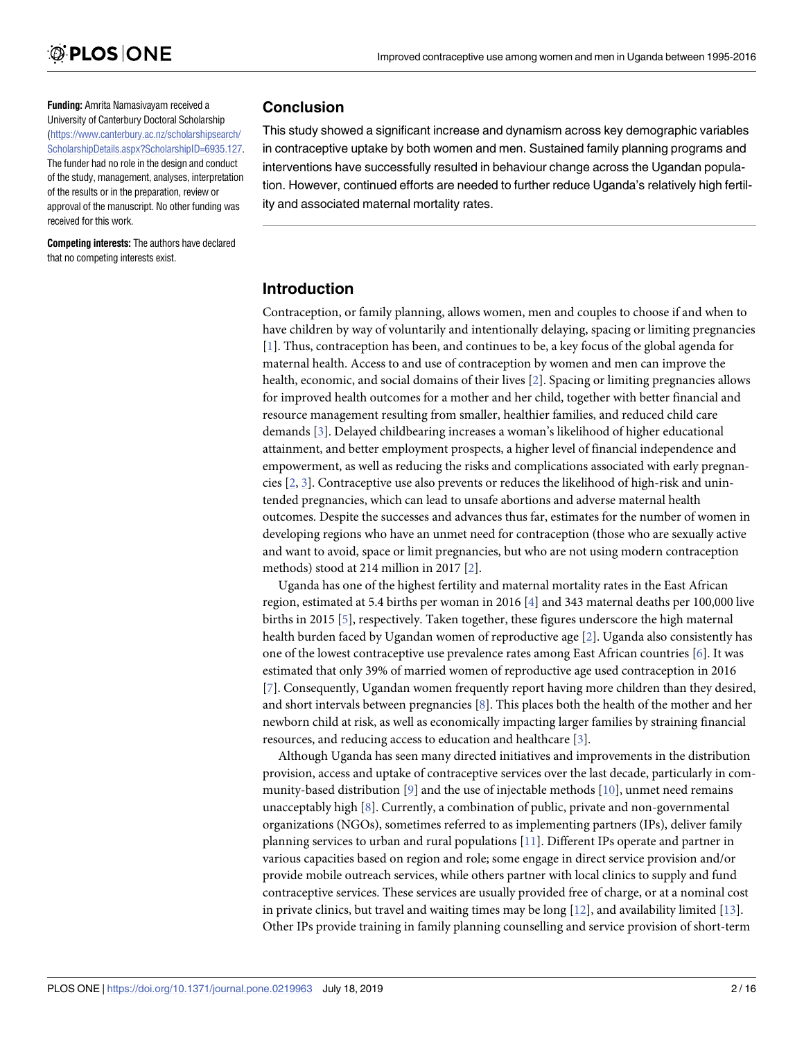**Funding:** Amrita Namasivayam received a University of Canterbury Doctoral Scholarship (https://www.canterbury.ac.nz/scholarshipsearch/ScholarshipDetails.aspx?ScholarshipID=6935.127. The funder had no role in the design and conduct of the study, management, analyses, interpretation of the results or in the preparation, review or approval of the manuscript. No other funding was received for this work.

**Competing interests:** The authors have declared that no competing interests exist.

## Conclusion

This study showed a significant increase and dynamism across key demographic variables in contraceptive uptake by both women and men. Sustained family planning programs and interventions have successfully resulted in behaviour change across the Ugandan population. However, continued efforts are needed to further reduce Uganda's relatively high fertility and associated maternal mortality rates.

## Introduction

Contraception, or family planning, allows women, men and couples to choose if and when to have children by way of voluntarily and intentionally delaying, spacing or limiting pregnancies [1]. Thus, contraception has been, and continues to be, a key focus of the global agenda for maternal health. Access to and use of contraception by women and men can improve the health, economic, and social domains of their lives [2]. Spacing or limiting pregnancies allows for improved health outcomes for a mother and her child, together with better financial and resource management resulting from smaller, healthier families, and reduced child care demands [3]. Delayed childbearing increases a woman's likelihood of higher educational attainment, and better employment prospects, a higher level of financial independence and empowerment, as well as reducing the risks and complications associated with early pregnancies [2, 3]. Contraceptive use also prevents or reduces the likelihood of high-risk and unintended pregnancies, which can lead to unsafe abortions and adverse maternal health outcomes. Despite the successes and advances thus far, estimates for the number of women in developing regions who have an unmet need for contraception (those who are sexually active and want to avoid, space or limit pregnancies, but who are not using modern contraception methods) stood at 214 million in 2017 [2].

Uganda has one of the highest fertility and maternal mortality rates in the East African region, estimated at 5.4 births per woman in 2016 [4] and 343 maternal deaths per 100,000 live births in 2015 [5], respectively. Taken together, these figures underscore the high maternal health burden faced by Ugandan women of reproductive age [2]. Uganda also consistently has one of the lowest contraceptive use prevalence rates among East African countries [6]. It was estimated that only 39% of married women of reproductive age used contraception in 2016 [7]. Consequently, Ugandan women frequently report having more children than they desired, and short intervals between pregnancies [8]. This places both the health of the mother and her newborn child at risk, as well as economically impacting larger families by straining financial resources, and reducing access to education and healthcare [3].

Although Uganda has seen many directed initiatives and improvements in the distribution provision, access and uptake of contraceptive services over the last decade, particularly in community-based distribution [9] and the use of injectable methods [10], unmet need remains unacceptably high [8]. Currently, a combination of public, private and non-governmental organizations (NGOs), sometimes referred to as implementing partners (IPs), deliver family planning services to urban and rural populations [11]. Different IPs operate and partner in various capacities based on region and role; some engage in direct service provision and/or provide mobile outreach services, while others partner with local clinics to supply and fund contraceptive services. These services are usually provided free of charge, or at a nominal cost in private clinics, but travel and waiting times may be long [12], and availability limited [13]. Other IPs provide training in family planning counselling and service provision of short-term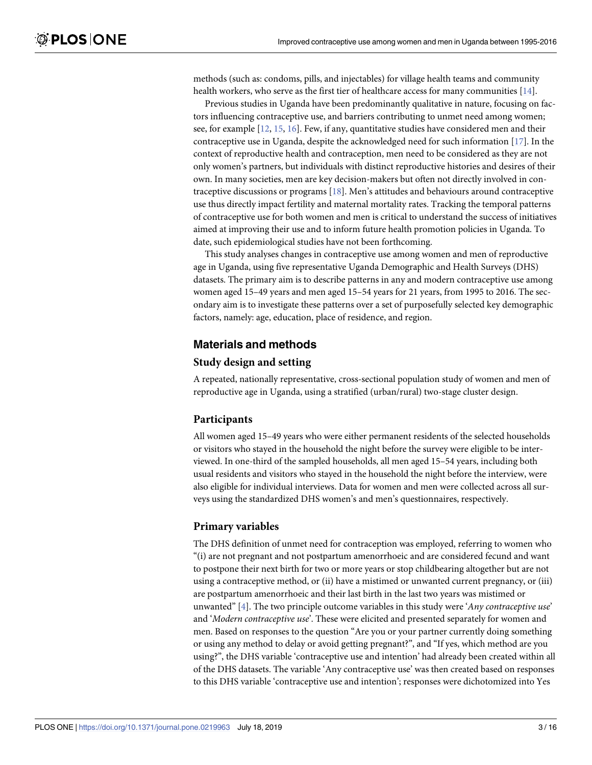methods (such as: condoms, pills, and injectables) for village health teams and community health workers, who serve as the first tier of healthcare access for many communities [14].

Previous studies in Uganda have been predominantly qualitative in nature, focusing on factors influencing contraceptive use, and barriers contributing to unmet need among women; see, for example [12, 15, 16]. Few, if any, quantitative studies have considered men and their contraceptive use in Uganda, despite the acknowledged need for such information [17]. In the context of reproductive health and contraception, men need to be considered as they are not only women's partners, but individuals with distinct reproductive histories and desires of their own. In many societies, men are key decision-makers but often not directly involved in contraceptive discussions or programs [18]. Men's attitudes and behaviours around contraceptive use thus directly impact fertility and maternal mortality rates. Tracking the temporal patterns of contraceptive use for both women and men is critical to understand the success of initiatives aimed at improving their use and to inform future health promotion policies in Uganda. To date, such epidemiological studies have not been forthcoming.

This study analyses changes in contraceptive use among women and men of reproductive age in Uganda, using five representative Uganda Demographic and Health Surveys (DHS) datasets. The primary aim is to describe patterns in any and modern contraceptive use among women aged 15–49 years and men aged 15–54 years for 21 years, from 1995 to 2016. The secondary aim is to investigate these patterns over a set of purposefully selected key demographic factors, namely: age, education, place of residence, and region.

## Materials and methods

### Study design and setting

A repeated, nationally representative, cross-sectional population study of women and men of reproductive age in Uganda, using a stratified (urban/rural) two-stage cluster design.

### Participants

All women aged 15–49 years who were either permanent residents of the selected households or visitors who stayed in the household the night before the survey were eligible to be interviewed. In one-third of the sampled households, all men aged 15–54 years, including both usual residents and visitors who stayed in the household the night before the interview, were also eligible for individual interviews. Data for women and men were collected across all surveys using the standardized DHS women's and men's questionnaires, respectively.

### Primary variables

The DHS definition of unmet need for contraception was employed, referring to women who "(i) are not pregnant and not postpartum amenorrhoeic and are considered fecund and want to postpone their next birth for two or more years or stop childbearing altogether but are not using a contraceptive method, or (ii) have a mistimed or unwanted current pregnancy, or (iii) are postpartum amenorrhoeic and their last birth in the last two years was mistimed or unwanted" [4]. The two principle outcome variables in this study were '*Any contraceptive use*' and '*Modern contraceptive use*'. These were elicited and presented separately for women and men. Based on responses to the question "Are you or your partner currently doing something or using any method to delay or avoid getting pregnant?", and "If yes, which method are you using?", the DHS variable 'contraceptive use and intention' had already been created within all of the DHS datasets. The variable 'Any contraceptive use' was then created based on responses to this DHS variable 'contraceptive use and intention'; responses were dichotomized into Yes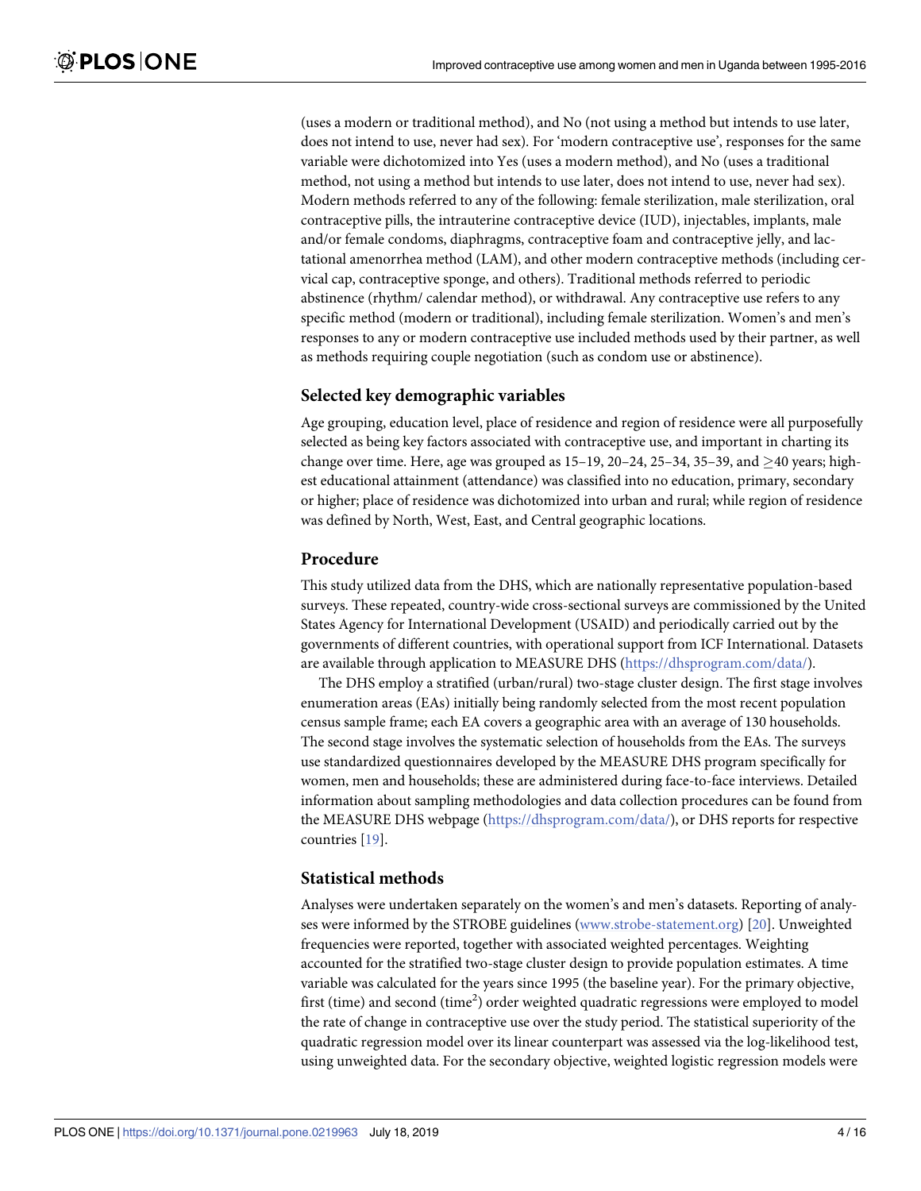(uses a modern or traditional method), and No (not using a method but intends to use later, does not intend to use, never had sex). For 'modern contraceptive use', responses for the same variable were dichotomized into Yes (uses a modern method), and No (uses a traditional method, not using a method but intends to use later, does not intend to use, never had sex). Modern methods referred to any of the following: female sterilization, male sterilization, oral contraceptive pills, the intrauterine contraceptive device (IUD), injectables, implants, male and/or female condoms, diaphragms, contraceptive foam and contraceptive jelly, and lactational amenorrhea method (LAM), and other modern contraceptive methods (including cervical cap, contraceptive sponge, and others). Traditional methods referred to periodic abstinence (rhythm/ calendar method), or withdrawal. Any contraceptive use refers to any specific method (modern or traditional), including female sterilization. Women's and men's responses to any or modern contraceptive use included methods used by their partner, as well as methods requiring couple negotiation (such as condom use or abstinence).

### Selected key demographic variables

Age grouping, education level, place of residence and region of residence were all purposefully selected as being key factors associated with contraceptive use, and important in charting its change over time. Here, age was grouped as 15–19, 20–24, 25–34, 35–39, and $\geq$40 years; highest educational attainment (attendance) was classified into no education, primary, secondary or higher; place of residence was dichotomized into urban and rural; while region of residence was defined by North, West, East, and Central geographic locations.

### Procedure

This study utilized data from the DHS, which are nationally representative population-based surveys. These repeated, country-wide cross-sectional surveys are commissioned by the United States Agency for International Development (USAID) and periodically carried out by the governments of different countries, with operational support from ICF International. Datasets are available through application to MEASURE DHS (https://dhsprogram.com/data/).

The DHS employ a stratified (urban/rural) two-stage cluster design. The first stage involves enumeration areas (EAs) initially being randomly selected from the most recent population census sample frame; each EA covers a geographic area with an average of 130 households. The second stage involves the systematic selection of households from the EAs. The surveys use standardized questionnaires developed by the MEASURE DHS program specifically for women, men and households; these are administered during face-to-face interviews. Detailed information about sampling methodologies and data collection procedures can be found from the MEASURE DHS webpage (https://dhsprogram.com/data/), or DHS reports for respective countries [19].

### Statistical methods

Analyses were undertaken separately on the women's and men's datasets. Reporting of analyses were informed by the STROBE guidelines (www.strobe-statement.org) [20]. Unweighted frequencies were reported, together with associated weighted percentages. Weighting accounted for the stratified two-stage cluster design to provide population estimates. A time variable was calculated for the years since 1995 (the baseline year). For the primary objective, first (time) and second ($time^2$) order weighted quadratic regressions were employed to model the rate of change in contraceptive use over the study period. The statistical superiority of the quadratic regression model over its linear counterpart was assessed via the log-likelihood test, using unweighted data. For the secondary objective, weighted logistic regression models were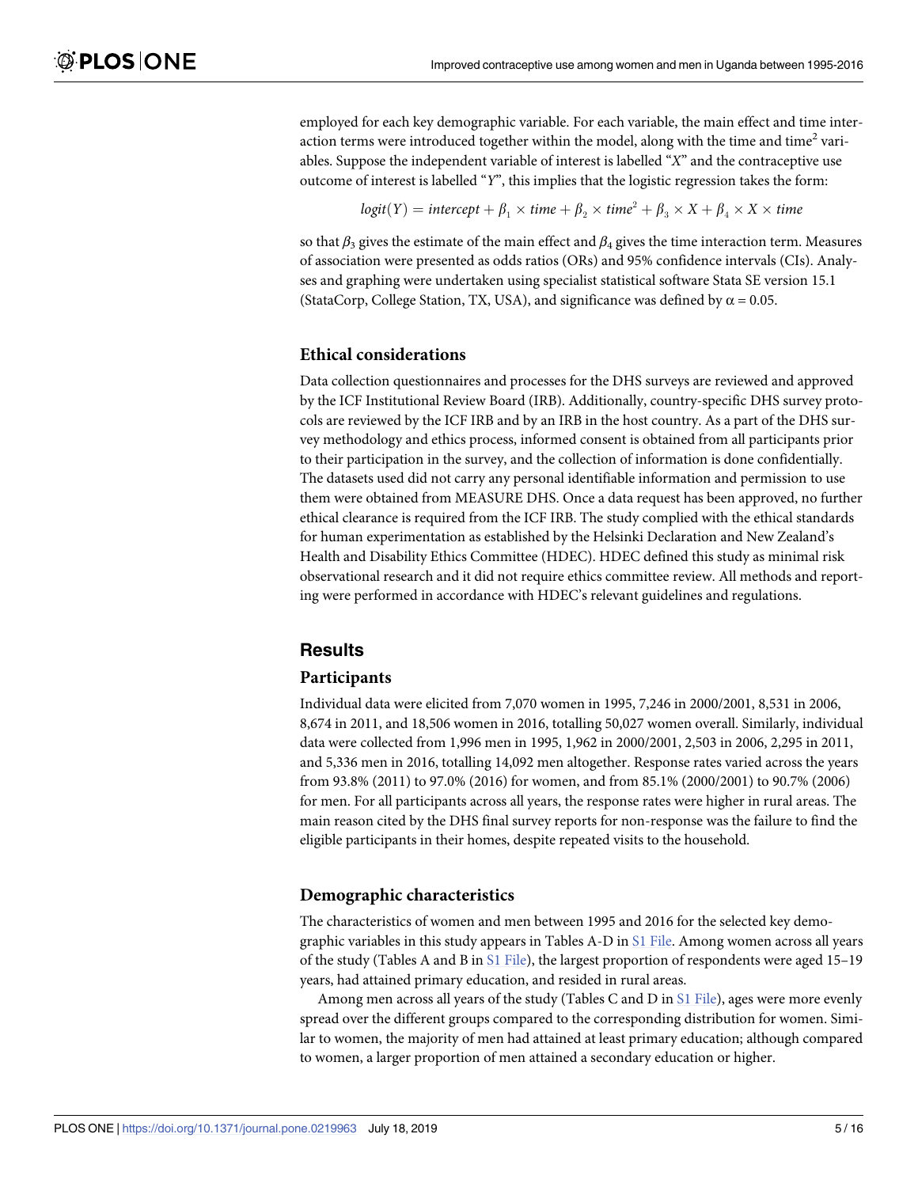employed for each key demographic variable. For each variable, the main effect and time interaction terms were introduced together within the model, along with the time and time$^2$ variables. Suppose the independent variable of interest is labelled "*X*" and the contraceptive use outcome of interest is labelled "*Y*", this implies that the logistic regression takes the form:

$$logit(Y) = intercept + \beta_1 \times time + \beta_2 \times time^2 + \beta_3 \times X + \beta_4 \times X \times time$$

so that $\beta_3$ gives the estimate of the main effect and $\beta_4$ gives the time interaction term. Measures of association were presented as odds ratios (ORs) and 95% confidence intervals (CIs). Analyses and graphing were undertaken using specialist statistical software Stata SE version 15.1 (StataCorp, College Station, TX, USA), and significance was defined by $\alpha = 0.05$.

### Ethical considerations

Data collection questionnaires and processes for the DHS surveys are reviewed and approved by the ICF Institutional Review Board (IRB). Additionally, country-specific DHS survey protocols are reviewed by the ICF IRB and by an IRB in the host country. As a part of the DHS survey methodology and ethics process, informed consent is obtained from all participants prior to their participation in the survey, and the collection of information is done confidentially. The datasets used did not carry any personal identifiable information and permission to use them were obtained from MEASURE DHS. Once a data request has been approved, no further ethical clearance is required from the ICF IRB. The study complied with the ethical standards for human experimentation as established by the Helsinki Declaration and New Zealand's Health and Disability Ethics Committee (HDEC). HDEC defined this study as minimal risk observational research and it did not require ethics committee review. All methods and reporting were performed in accordance with HDEC's relevant guidelines and regulations.

## Results

### Participants

Individual data were elicited from 7,070 women in 1995, 7,246 in 2000/2001, 8,531 in 2006, 8,674 in 2011, and 18,506 women in 2016, totalling 50,027 women overall. Similarly, individual data were collected from 1,996 men in 1995, 1,962 in 2000/2001, 2,503 in 2006, 2,295 in 2011, and 5,336 men in 2016, totalling 14,092 men altogether. Response rates varied across the years from 93.8% (2011) to 97.0% (2016) for women, and from 85.1% (2000/2001) to 90.7% (2006) for men. For all participants across all years, the response rates were higher in rural areas. The main reason cited by the DHS final survey reports for non-response was the failure to find the eligible participants in their homes, despite repeated visits to the household.

### Demographic characteristics

The characteristics of women and men between 1995 and 2016 for the selected key demographic variables in this study appears in Tables A-D in S1 File. Among women across all years of the study (Tables A and B in S1 File), the largest proportion of respondents were aged 15–19 years, had attained primary education, and resided in rural areas.

Among men across all years of the study (Tables C and D in S1 File), ages were more evenly spread over the different groups compared to the corresponding distribution for women. Similar to women, the majority of men had attained at least primary education; although compared to women, a larger proportion of men attained a secondary education or higher.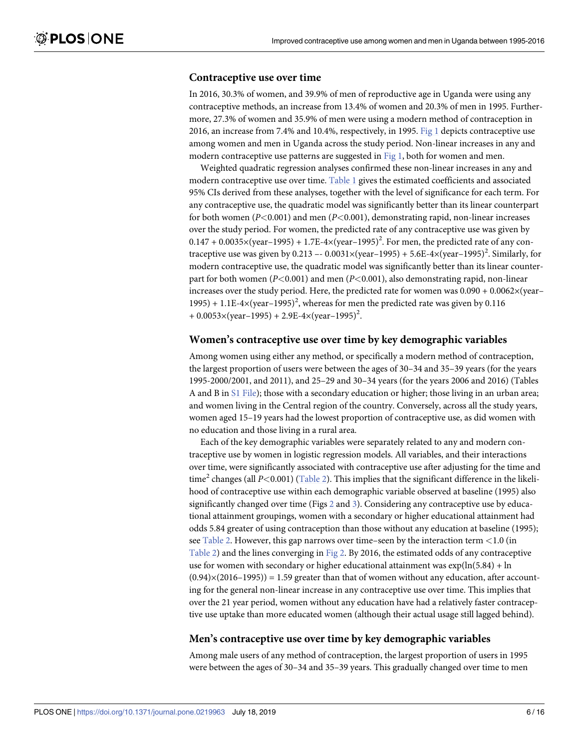### Contraceptive use over time

In 2016, 30.3% of women, and 39.9% of men of reproductive age in Uganda were using any contraceptive methods, an increase from 13.4% of women and 20.3% of men in 1995. Furthermore, 27.3% of women and 35.9% of men were using a modern method of contraception in 2016, an increase from 7.4% and 10.4%, respectively, in 1995. Fig 1 depicts contraceptive use among women and men in Uganda across the study period. Non-linear increases in any and modern contraceptive use patterns are suggested in Fig 1, both for women and men.

Weighted quadratic regression analyses confirmed these non-linear increases in any and modern contraceptive use over time. Table 1 gives the estimated coefficients and associated 95% CIs derived from these analyses, together with the level of significance for each term. For any contraceptive use, the quadratic model was significantly better than its linear counterpart for both women ($P<0.001$) and men ($P<0.001$), demonstrating rapid, non-linear increases over the study period. For women, the predicted rate of any contraceptive use was given by $0.147 + 0.0035\times(\text{year}-1995) + 1.7\text{E-}4\times(\text{year}-1995)^2$. For men, the predicted rate of any contraceptive use was given by $0.213 -- 0.0031\times(\text{year}-1995) + 5.6\text{E-}4\times(\text{year}-1995)^2$. Similarly, for modern contraceptive use, the quadratic model was significantly better than its linear counterpart for both women ($P<0.001$) and men ($P<0.001$), also demonstrating rapid, non-linear increases over the study period. Here, the predicted rate for women was $0.090 + 0.0062\times(\text{year}-1995) + 1.1\text{E-}4\times(\text{year}-1995)^2$, whereas for men the predicted rate was given by $0.116 + 0.0053\times(\text{year}-1995) + 2.9\text{E-}4\times(\text{year}-1995)^2$.

### Women's contraceptive use over time by key demographic variables

Among women using either any method, or specifically a modern method of contraception, the largest proportion of users were between the ages of 30–34 and 35–39 years (for the years 1995-2000/2001, and 2011), and 25–29 and 30–34 years (for the years 2006 and 2016) (Tables A and B in S1 File); those with a secondary education or higher; those living in an urban area; and women living in the Central region of the country. Conversely, across all the study years, women aged 15–19 years had the lowest proportion of contraceptive use, as did women with no education and those living in a rural area.

Each of the key demographic variables were separately related to any and modern contraceptive use by women in logistic regression models. All variables, and their interactions over time, were significantly associated with contraceptive use after adjusting for the time and time$^2$ changes (all $P<0.001$) (Table 2). This implies that the significant difference in the likelihood of contraceptive use within each demographic variable observed at baseline (1995) also significantly changed over time (Figs 2 and 3). Considering any contraceptive use by educational attainment groupings, women with a secondary or higher educational attainment had odds 5.84 greater of using contraception than those without any education at baseline (1995); see Table 2. However, this gap narrows over time–seen by the interaction term <1.0 (in Table 2) and the lines converging in Fig 2. By 2016, the estimated odds of any contraceptive use for women with secondary or higher educational attainment was $\exp(\ln(5.84) + \ln(0.94)\times(2016\text{–}1995)) = 1.59$ greater than that of women without any education, after accounting for the general non-linear increase in any contraceptive use over time. This implies that over the 21 year period, women without any education have had a relatively faster contraceptive use uptake than more educated women (although their actual usage still lagged behind).

### Men's contraceptive use over time by key demographic variables

Among male users of any method of contraception, the largest proportion of users in 1995 were between the ages of 30–34 and 35–39 years. This gradually changed over time to men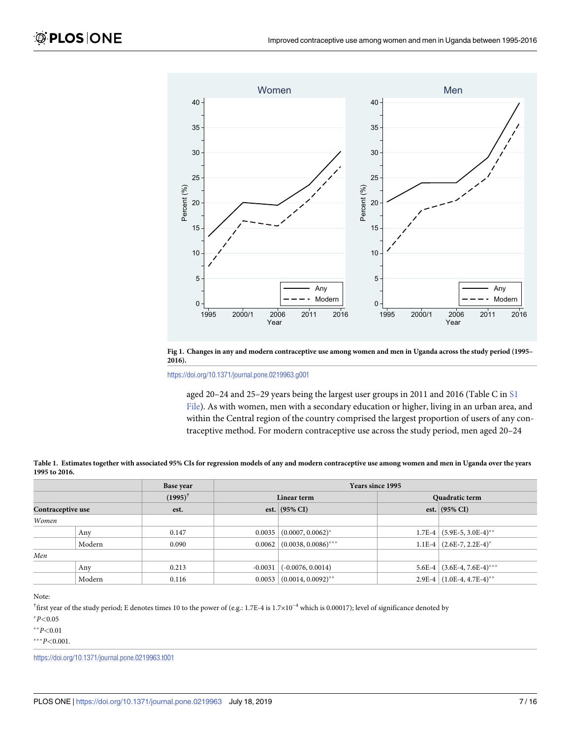**Fig 1. Changes in any and modern contraceptive use among women and men in Uganda across the study period (1995–2016).**

https://doi.org/10.1371/journal.pone.0219963.g001

aged 20–24 and 25–29 years being the largest user groups in 2011 and 2016 (Table C in S1 File). As with women, men with a secondary education or higher, living in an urban area, and within the Central region of the country comprised the largest proportion of users of any contraceptive method. For modern contraceptive use across the study period, men aged 20–24

**Table 1. Estimates together with associated 95% CIs for regression models of any and modern contraceptive use among women and men in Uganda over the years 1995 to 2016.**

| | | Base year (1995)[†] | Years since 1995 | | | |
|---|---|---|---|---|---|---|
| | | | Linear term | | Quadratic term | |
| Contraceptive use | | est. | est. | (95% CI) | est. | (95% CI) |
| *Women* | | | | | | |
| | Any | 0.147 | 0.0035 | (0.0007, 0.0062)* | 1.7E-4 | (5.9E-5, 3.0E-4)** |
| | Modern | 0.090 | 0.0062 | (0.0038, 0.0086)*** | 1.1E-4 | (2.6E-7, 2.2E-4)* |
| *Men* | | | | | | |
| | Any | 0.213 | -0.0031 | (-0.0076, 0.0014) | 5.6E-4 | (3.6E-4, 7.6E-4)*** |
| | Modern | 0.116 | 0.0053 | (0.0014, 0.0092)** | 2.9E-4 | (1.0E-4, 4.7E-4)** |

Note:

[†]first year of the study period; E denotes times 10 to the power of (e.g.: 1.7E-4 is $1.7 \times 10^{-4}$ which is 0.00017); level of significance denoted by

*$P<0.05$

**$P<0.01$

***$P<0.001$.

https://doi.org/10.1371/journal.pone.0219963.t001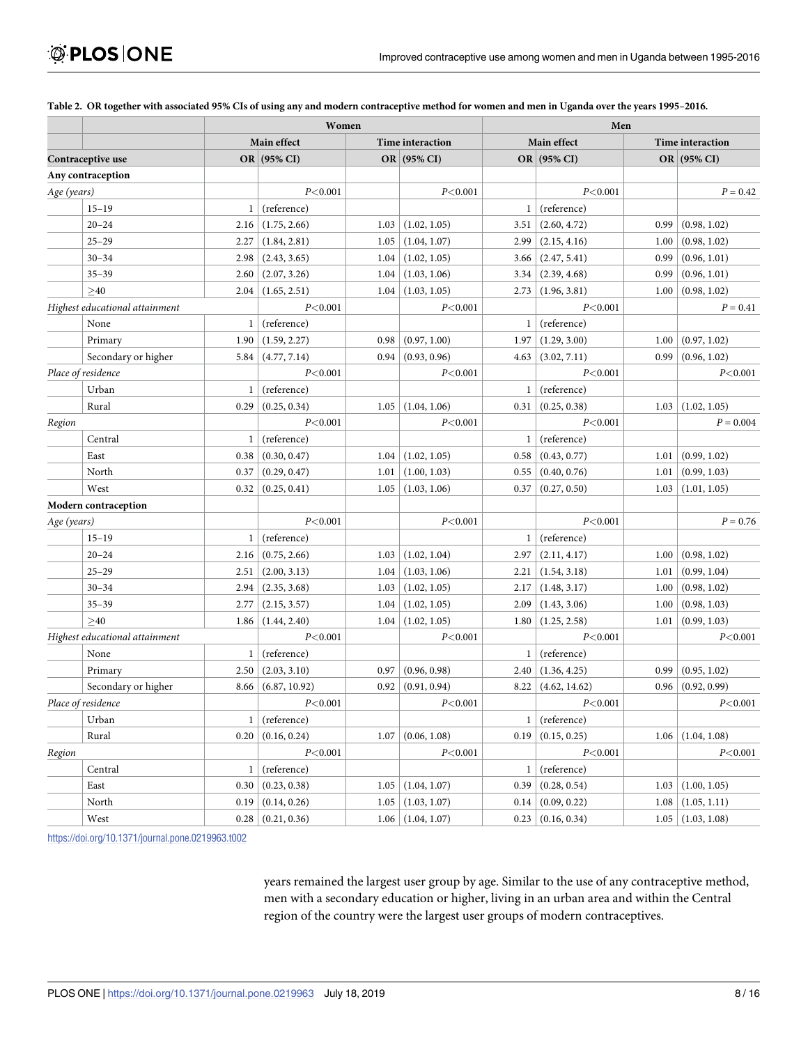**Table 2. OR together with associated 95% CIs of using any and modern contraceptive method for women and men in Uganda over the years 1995–2016.**

| | | Women | | | | Men | | | |
|---|---|---|---|---|---|---|---|---|---|
| | | Main effect | | Time interaction | | Main effect | | Time interaction | |
| **Contraceptive use** | | **OR** | **(95% CI)** | **OR** | **(95% CI)** | **OR** | **(95% CI)** | **OR** | **(95% CI)** |
| **Any contraception** | | | | | | | | | |
| *Age (years)* | | | *P*<0.001 | | *P*<0.001 | | *P*<0.001 | | *P* = 0.42 |
| | 15–19 | 1 | (reference) | | | 1 | (reference) | | |
| | 20–24 | 2.16 | (1.75, 2.66) | 1.03 | (1.02, 1.05) | 3.51 | (2.60, 4.72) | 0.99 | (0.98, 1.02) |
| | 25–29 | 2.27 | (1.84, 2.81) | 1.05 | (1.04, 1.07) | 2.99 | (2.15, 4.16) | 1.00 | (0.98, 1.02) |
| | 30–34 | 2.98 | (2.43, 3.65) | 1.04 | (1.02, 1.05) | 3.66 | (2.47, 5.41) | 0.99 | (0.96, 1.01) |
| | 35–39 | 2.60 | (2.07, 3.26) | 1.04 | (1.03, 1.06) | 3.34 | (2.39, 4.68) | 0.99 | (0.96, 1.01) |
| | ≥40 | 2.04 | (1.65, 2.51) | 1.04 | (1.03, 1.05) | 2.73 | (1.96, 3.81) | 1.00 | (0.98, 1.02) |
| *Highest educational attainment* | | | *P*<0.001 | | *P*<0.001 | | *P*<0.001 | | *P* = 0.41 |
| | None | 1 | (reference) | | | 1 | (reference) | | |
| | Primary | 1.90 | (1.59, 2.27) | 0.98 | (0.97, 1.00) | 1.97 | (1.29, 3.00) | 1.00 | (0.97, 1.02) |
| | Secondary or higher | 5.84 | (4.77, 7.14) | 0.94 | (0.93, 0.96) | 4.63 | (3.02, 7.11) | 0.99 | (0.96, 1.02) |
| *Place of residence* | | | *P*<0.001 | | *P*<0.001 | | *P*<0.001 | | *P*<0.001 |
| | Urban | 1 | (reference) | | | 1 | (reference) | | |
| | Rural | 0.29 | (0.25, 0.34) | 1.05 | (1.04, 1.06) | 0.31 | (0.25, 0.38) | 1.03 | (1.02, 1.05) |
| *Region* | | | *P*<0.001 | | *P*<0.001 | | *P*<0.001 | | *P* = 0.004 |
| | Central | 1 | (reference) | | | 1 | (reference) | | |
| | East | 0.38 | (0.30, 0.47) | 1.04 | (1.02, 1.05) | 0.58 | (0.43, 0.77) | 1.01 | (0.99, 1.02) |
| | North | 0.37 | (0.29, 0.47) | 1.01 | (1.00, 1.03) | 0.55 | (0.40, 0.76) | 1.01 | (0.99, 1.03) |
| | West | 0.32 | (0.25, 0.41) | 1.05 | (1.03, 1.06) | 0.37 | (0.27, 0.50) | 1.03 | (1.01, 1.05) |
| **Modern contraception** | | | | | | | | | |
| *Age (years)* | | | *P*<0.001 | | *P*<0.001 | | *P*<0.001 | | *P* = 0.76 |
| | 15–19 | 1 | (reference) | | | 1 | (reference) | | |
| | 20–24 | 2.16 | (0.75, 2.66) | 1.03 | (1.02, 1.04) | 2.97 | (2.11, 4.17) | 1.00 | (0.98, 1.02) |
| | 25–29 | 2.51 | (2.00, 3.13) | 1.04 | (1.03, 1.06) | 2.21 | (1.54, 3.18) | 1.01 | (0.99, 1.04) |
| | 30–34 | 2.94 | (2.35, 3.68) | 1.03 | (1.02, 1.05) | 2.17 | (1.48, 3.17) | 1.00 | (0.98, 1.02) |
| | 35–39 | 2.77 | (2.15, 3.57) | 1.04 | (1.02, 1.05) | 2.09 | (1.43, 3.06) | 1.00 | (0.98, 1.03) |
| | ≥40 | 1.86 | (1.44, 2.40) | 1.04 | (1.02, 1.05) | 1.80 | (1.25, 2.58) | 1.01 | (0.99, 1.03) |
| *Highest educational attainment* | | | *P*<0.001 | | *P*<0.001 | | *P*<0.001 | | *P*<0.001 |
| | None | 1 | (reference) | | | 1 | (reference) | | |
| | Primary | 2.50 | (2.03, 3.10) | 0.97 | (0.96, 0.98) | 2.40 | (1.36, 4.25) | 0.99 | (0.95, 1.02) |
| | Secondary or higher | 8.66 | (6.87, 10.92) | 0.92 | (0.91, 0.94) | 8.22 | (4.62, 14.62) | 0.96 | (0.92, 0.99) |
| *Place of residence* | | | *P*<0.001 | | *P*<0.001 | | *P*<0.001 | | *P*<0.001 |
| | Urban | 1 | (reference) | | | 1 | (reference) | | |
| | Rural | 0.20 | (0.16, 0.24) | 1.07 | (0.06, 1.08) | 0.19 | (0.15, 0.25) | 1.06 | (1.04, 1.08) |
| *Region* | | | *P*<0.001 | | *P*<0.001 | | *P*<0.001 | | *P*<0.001 |
| | Central | 1 | (reference) | | | 1 | (reference) | | |
| | East | 0.30 | (0.23, 0.38) | 1.05 | (1.04, 1.07) | 0.39 | (0.28, 0.54) | 1.03 | (1.00, 1.05) |
| | North | 0.19 | (0.14, 0.26) | 1.05 | (1.03, 1.07) | 0.14 | (0.09, 0.22) | 1.08 | (1.05, 1.11) |
| | West | 0.28 | (0.21, 0.36) | 1.06 | (1.04, 1.07) | 0.23 | (0.16, 0.34) | 1.05 | (1.03, 1.08) |

https://doi.org/10.1371/journal.pone.0219963.t002

years remained the largest user group by age. Similar to the use of any contraceptive method, men with a secondary education or higher, living in an urban area and within the Central region of the country were the largest user groups of modern contraceptives.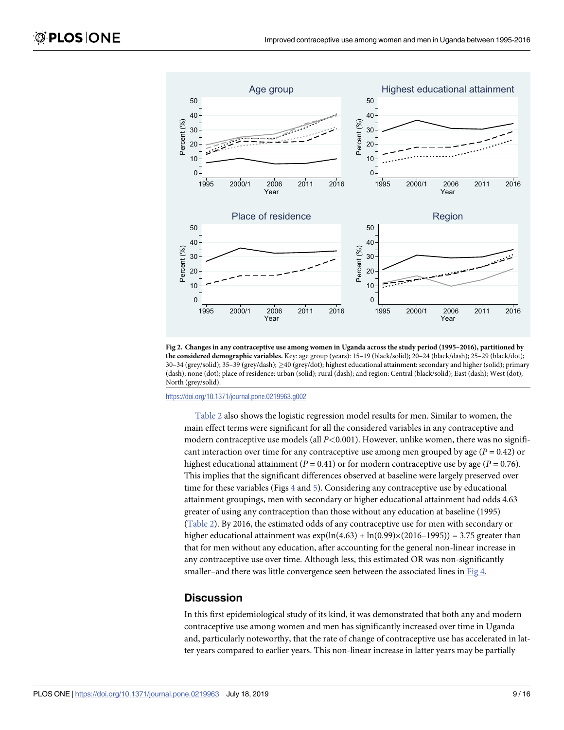**Fig 2. Changes in any contraceptive use among women in Uganda across the study period (1995–2016), partitioned by the considered demographic variables.** Key: age group (years): 15–19 (black/solid); 20–24 (black/dash); 25–29 (black/dot); 30–34 (grey/solid); 35–39 (grey/dash); ≥40 (grey/dot); highest educational attainment: secondary and higher (solid); primary (dash); none (dot); place of residence: urban (solid); rural (dash); and region: Central (black/solid); East (dash); West (dot); North (grey/solid).

https://doi.org/10.1371/journal.pone.0219963.g002

Table 2 also shows the logistic regression model results for men. Similar to women, the main effect terms were significant for all the considered variables in any contraceptive and modern contraceptive use models (all $P<0.001$). However, unlike women, there was no significant interaction over time for any contraceptive use among men grouped by age ($P = 0.42$) or highest educational attainment ($P = 0.41$) or for modern contraceptive use by age ($P = 0.76$). This implies that the significant differences observed at baseline were largely preserved over time for these variables (Figs 4 and 5). Considering any contraceptive use by educational attainment groupings, men with secondary or higher educational attainment had odds 4.63 greater of using any contraception than those without any education at baseline (1995) (Table 2). By 2016, the estimated odds of any contraceptive use for men with secondary or higher educational attainment was $\exp(\ln(4.63) + \ln(0.99)\times(2016–1995)) = 3.75$ greater than that for men without any education, after accounting for the general non-linear increase in any contraceptive use over time. Although less, this estimated OR was non-significantly smaller–and there was little convergence seen between the associated lines in Fig 4.

## Discussion

In this first epidemiological study of its kind, it was demonstrated that both any and modern contraceptive use among women and men has significantly increased over time in Uganda and, particularly noteworthy, that the rate of change of contraceptive use has accelerated in latter years compared to earlier years. This non-linear increase in latter years may be partially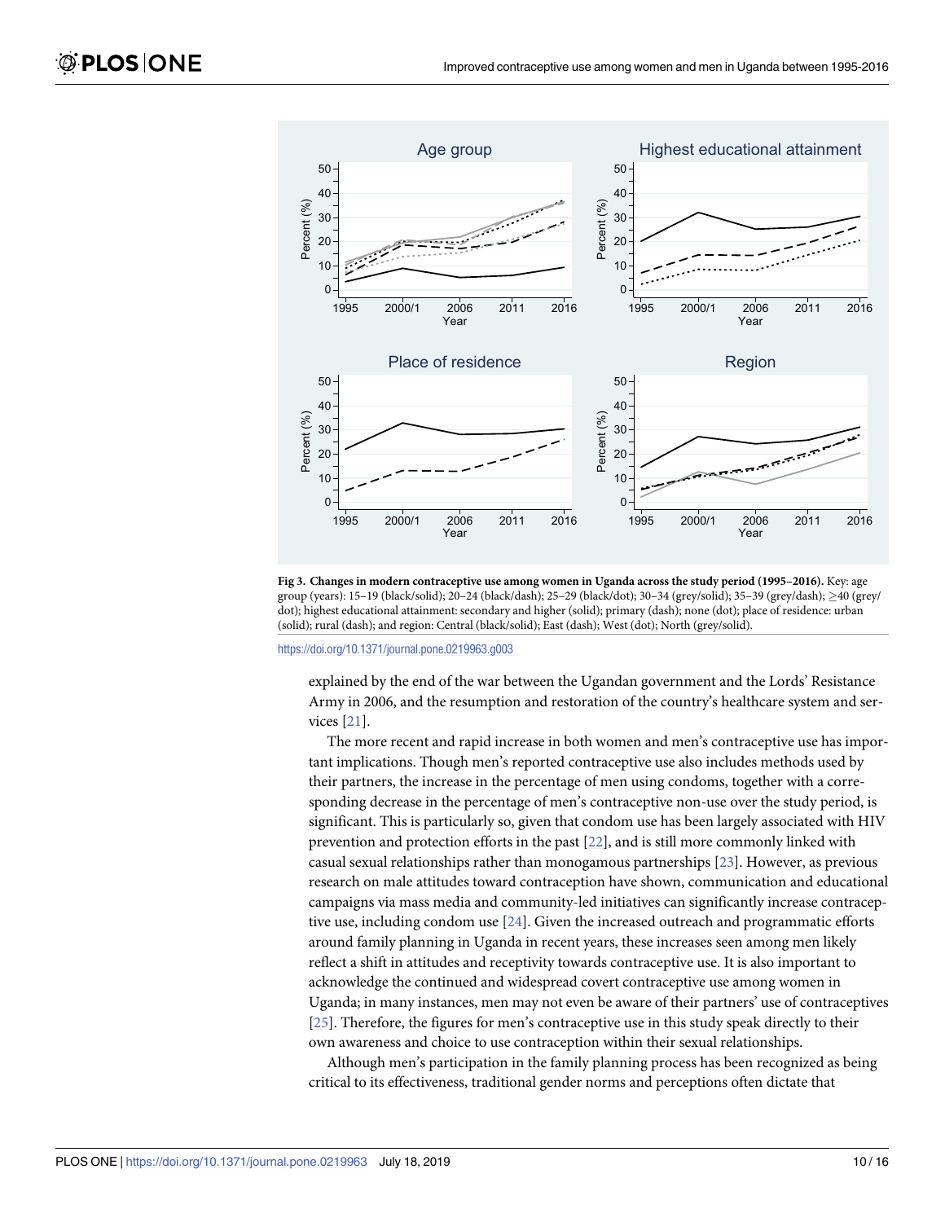**Fig 3. Changes in modern contraceptive use among women in Uganda across the study period (1995–2016).** Key: age group (years): 15–19 (black/solid); 20–24 (black/dash); 25–29 (black/dot); 30–34 (grey/solid); 35–39 (grey/dash); ≥40 (grey/dot); highest educational attainment: secondary and higher (solid); primary (dash); none (dot); place of residence: urban (solid); rural (dash); and region: Central (black/solid); East (dash); West (dot); North (grey/solid).

https://doi.org/10.1371/journal.pone.0219963.g003

explained by the end of the war between the Ugandan government and the Lords' Resistance Army in 2006, and the resumption and restoration of the country's healthcare system and services [21].

The more recent and rapid increase in both women and men's contraceptive use has important implications. Though men's reported contraceptive use also includes methods used by their partners, the increase in the percentage of men using condoms, together with a corresponding decrease in the percentage of men's contraceptive non-use over the study period, is significant. This is particularly so, given that condom use has been largely associated with HIV prevention and protection efforts in the past [22], and is still more commonly linked with casual sexual relationships rather than monogamous partnerships [23]. However, as previous research on male attitudes toward contraception have shown, communication and educational campaigns via mass media and community-led initiatives can significantly increase contraceptive use, including condom use [24]. Given the increased outreach and programmatic efforts around family planning in Uganda in recent years, these increases seen among men likely reflect a shift in attitudes and receptivity towards contraceptive use. It is also important to acknowledge the continued and widespread covert contraceptive use among women in Uganda; in many instances, men may not even be aware of their partners' use of contraceptives [25]. Therefore, the figures for men's contraceptive use in this study speak directly to their own awareness and choice to use contraception within their sexual relationships.

Although men's participation in the family planning process has been recognized as being critical to its effectiveness, traditional gender norms and perceptions often dictate that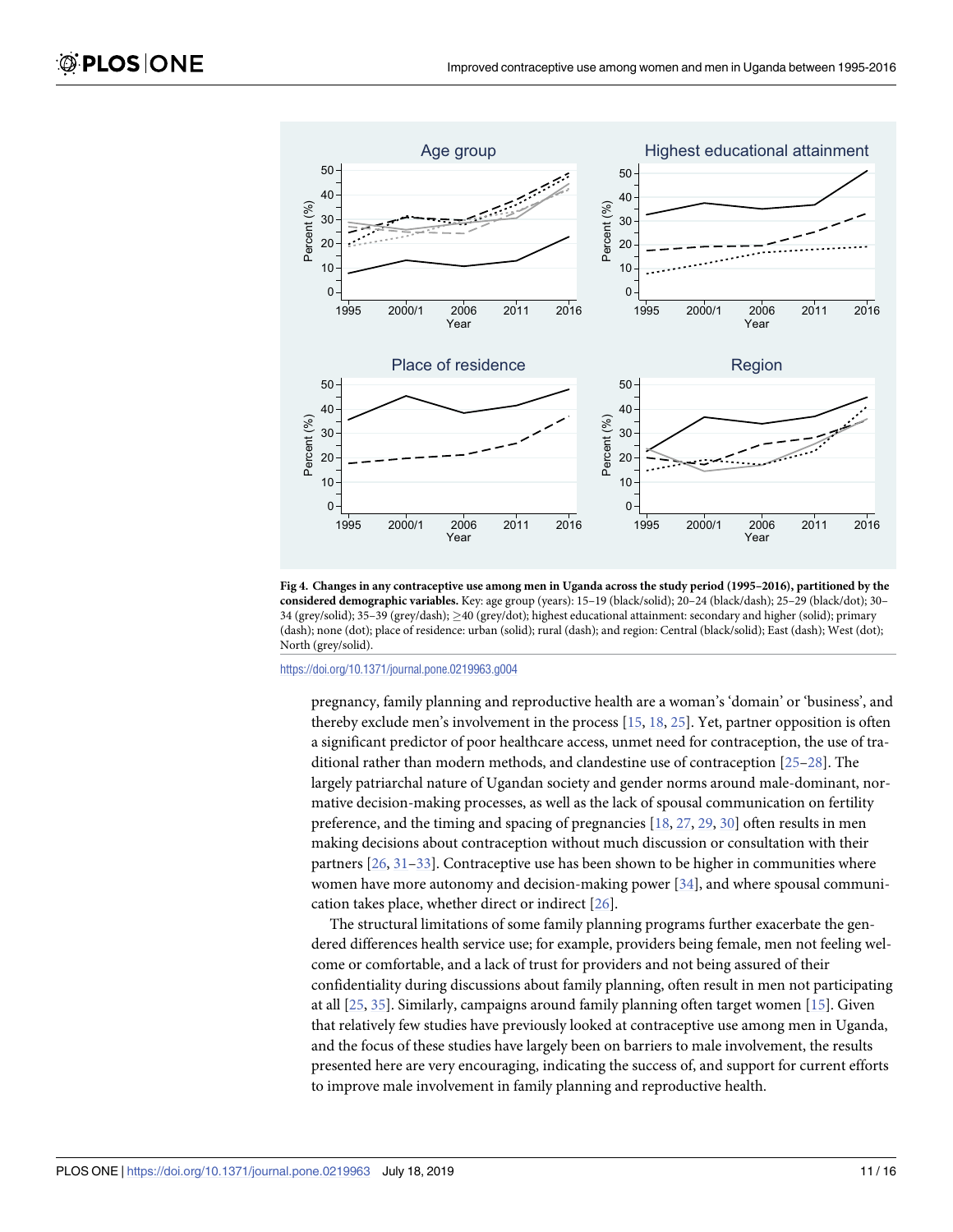**Fig 4. Changes in any contraceptive use among men in Uganda across the study period (1995–2016), partitioned by the considered demographic variables.** Key: age group (years): 15–19 (black/solid); 20–24 (black/dash); 25–29 (black/dot); 30–34 (grey/solid); 35–39 (grey/dash); ≥40 (grey/dot); highest educational attainment: secondary and higher (solid); primary (dash); none (dot); place of residence: urban (solid); rural (dash); and region: Central (black/solid); East (dash); West (dot); North (grey/solid).

https://doi.org/10.1371/journal.pone.0219963.g004

pregnancy, family planning and reproductive health are a woman's 'domain' or 'business', and thereby exclude men's involvement in the process [15, 18, 25]. Yet, partner opposition is often a significant predictor of poor healthcare access, unmet need for contraception, the use of traditional rather than modern methods, and clandestine use of contraception [25–28]. The largely patriarchal nature of Ugandan society and gender norms around male-dominant, normative decision-making processes, as well as the lack of spousal communication on fertility preference, and the timing and spacing of pregnancies [18, 27, 29, 30] often results in men making decisions about contraception without much discussion or consultation with their partners [26, 31–33]. Contraceptive use has been shown to be higher in communities where women have more autonomy and decision-making power [34], and where spousal communication takes place, whether direct or indirect [26].

The structural limitations of some family planning programs further exacerbate the gendered differences health service use; for example, providers being female, men not feeling welcome or comfortable, and a lack of trust for providers and not being assured of their confidentiality during discussions about family planning, often result in men not participating at all [25, 35]. Similarly, campaigns around family planning often target women [15]. Given that relatively few studies have previously looked at contraceptive use among men in Uganda, and the focus of these studies have largely been on barriers to male involvement, the results presented here are very encouraging, indicating the success of, and support for current efforts to improve male involvement in family planning and reproductive health.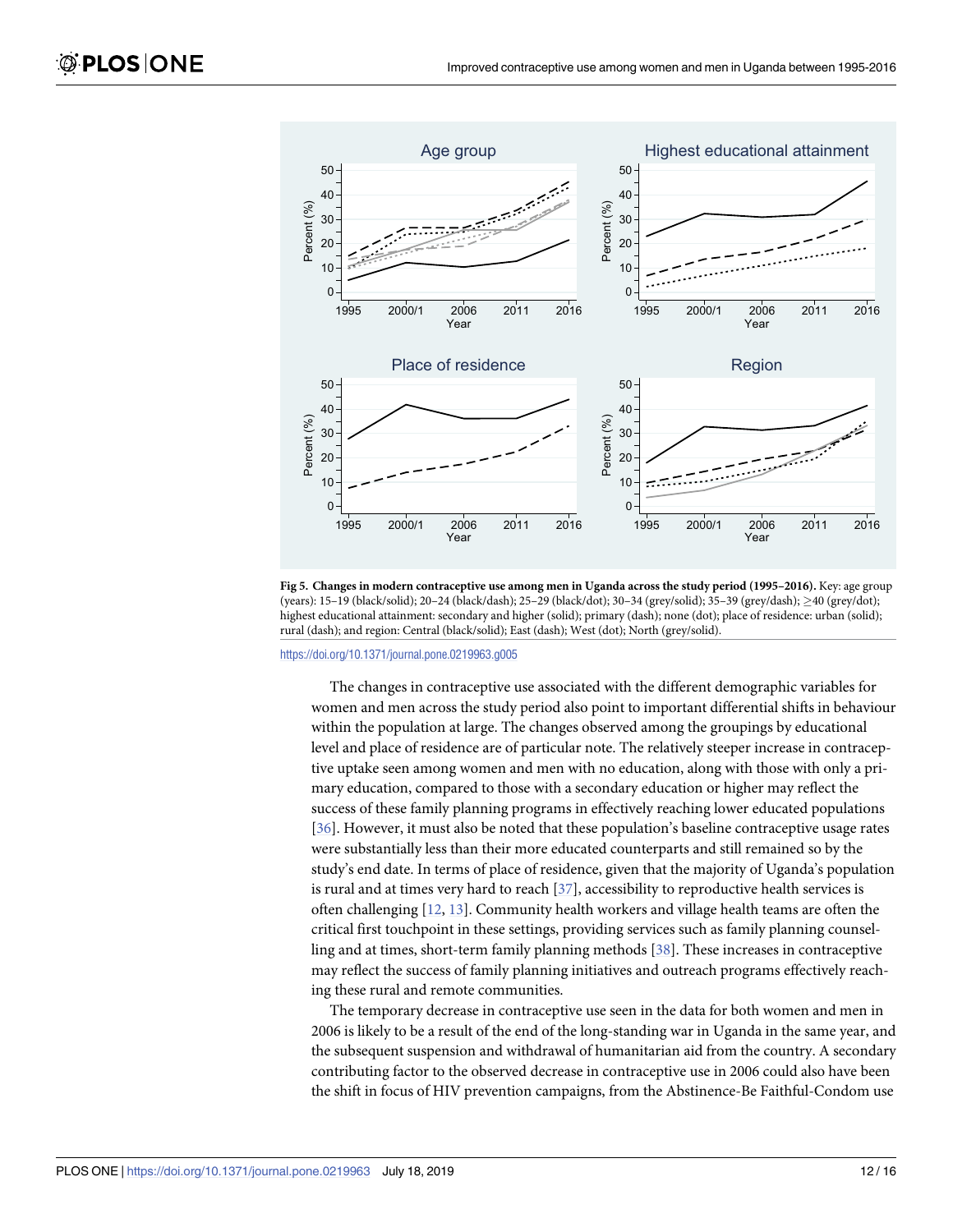**Fig 5. Changes in modern contraceptive use among men in Uganda across the study period (1995–2016).** Key: age group (years): 15–19 (black/solid); 20–24 (black/dash); 25–29 (black/dot); 30–34 (grey/solid); 35–39 (grey/dash); ≥40 (grey/dot); highest educational attainment: secondary and higher (solid); primary (dash); none (dot); place of residence: urban (solid); rural (dash); and region: Central (black/solid); East (dash); West (dot); North (grey/solid).

https://doi.org/10.1371/journal.pone.0219963.g005

The changes in contraceptive use associated with the different demographic variables for women and men across the study period also point to important differential shifts in behaviour within the population at large. The changes observed among the groupings by educational level and place of residence are of particular note. The relatively steeper increase in contraceptive uptake seen among women and men with no education, along with those with only a primary education, compared to those with a secondary education or higher may reflect the success of these family planning programs in effectively reaching lower educated populations [36]. However, it must also be noted that these population's baseline contraceptive usage rates were substantially less than their more educated counterparts and still remained so by the study's end date. In terms of place of residence, given that the majority of Uganda's population is rural and at times very hard to reach [37], accessibility to reproductive health services is often challenging [12, 13]. Community health workers and village health teams are often the critical first touchpoint in these settings, providing services such as family planning counselling and at times, short-term family planning methods [38]. These increases in contraceptive may reflect the success of family planning initiatives and outreach programs effectively reaching these rural and remote communities.

The temporary decrease in contraceptive use seen in the data for both women and men in 2006 is likely to be a result of the end of the long-standing war in Uganda in the same year, and the subsequent suspension and withdrawal of humanitarian aid from the country. A secondary contributing factor to the observed decrease in contraceptive use in 2006 could also have been the shift in focus of HIV prevention campaigns, from the Abstinence-Be Faithful-Condom use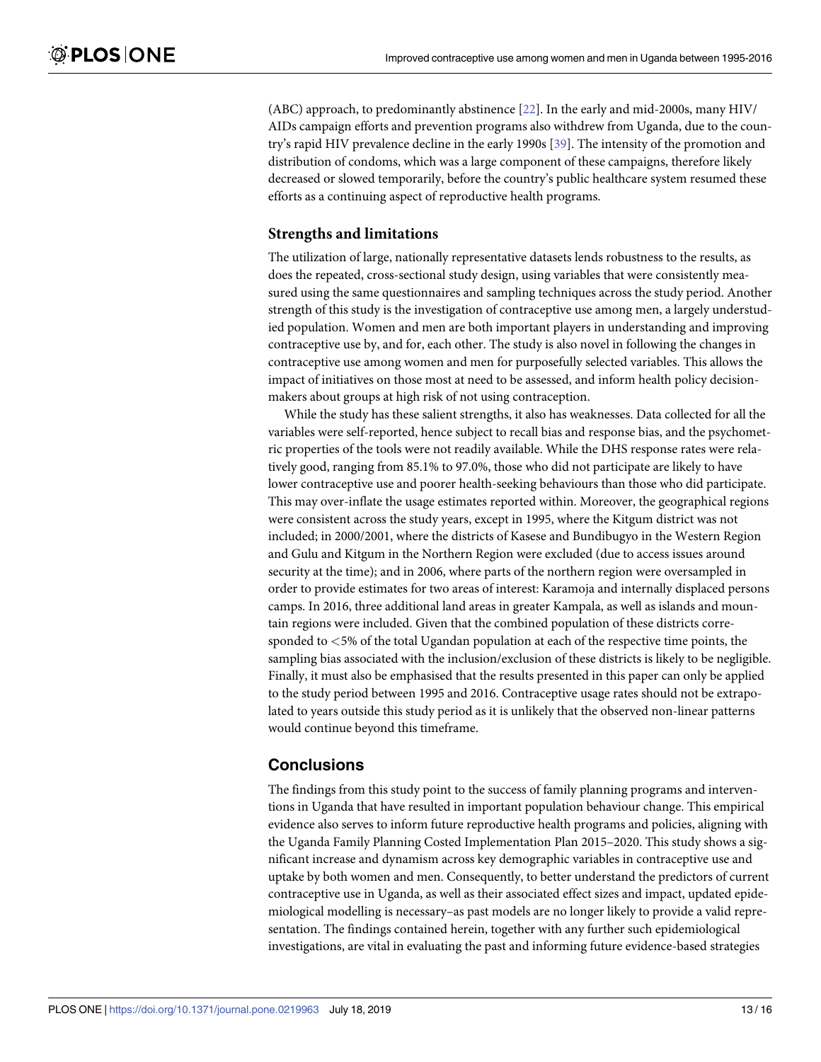(ABC) approach, to predominantly abstinence [22]. In the early and mid-2000s, many HIV/AIDs campaign efforts and prevention programs also withdrew from Uganda, due to the country's rapid HIV prevalence decline in the early 1990s [39]. The intensity of the promotion and distribution of condoms, which was a large component of these campaigns, therefore likely decreased or slowed temporarily, before the country's public healthcare system resumed these efforts as a continuing aspect of reproductive health programs.

## Strengths and limitations

The utilization of large, nationally representative datasets lends robustness to the results, as does the repeated, cross-sectional study design, using variables that were consistently measured using the same questionnaires and sampling techniques across the study period. Another strength of this study is the investigation of contraceptive use among men, a largely understudied population. Women and men are both important players in understanding and improving contraceptive use by, and for, each other. The study is also novel in following the changes in contraceptive use among women and men for purposefully selected variables. This allows the impact of initiatives on those most at need to be assessed, and inform health policy decision-makers about groups at high risk of not using contraception.

While the study has these salient strengths, it also has weaknesses. Data collected for all the variables were self-reported, hence subject to recall bias and response bias, and the psychometric properties of the tools were not readily available. While the DHS response rates were relatively good, ranging from 85.1% to 97.0%, those who did not participate are likely to have lower contraceptive use and poorer health-seeking behaviours than those who did participate. This may over-inflate the usage estimates reported within. Moreover, the geographical regions were consistent across the study years, except in 1995, where the Kitgum district was not included; in 2000/2001, where the districts of Kasese and Bundibugyo in the Western Region and Gulu and Kitgum in the Northern Region were excluded (due to access issues around security at the time); and in 2006, where parts of the northern region were oversampled in order to provide estimates for two areas of interest: Karamoja and internally displaced persons camps. In 2016, three additional land areas in greater Kampala, as well as islands and mountain regions were included. Given that the combined population of these districts corresponded to <5% of the total Ugandan population at each of the respective time points, the sampling bias associated with the inclusion/exclusion of these districts is likely to be negligible. Finally, it must also be emphasised that the results presented in this paper can only be applied to the study period between 1995 and 2016. Contraceptive usage rates should not be extrapolated to years outside this study period as it is unlikely that the observed non-linear patterns would continue beyond this timeframe.

# Conclusions

The findings from this study point to the success of family planning programs and interventions in Uganda that have resulted in important population behaviour change. This empirical evidence also serves to inform future reproductive health programs and policies, aligning with the Uganda Family Planning Costed Implementation Plan 2015–2020. This study shows a significant increase and dynamism across key demographic variables in contraceptive use and uptake by both women and men. Consequently, to better understand the predictors of current contraceptive use in Uganda, as well as their associated effect sizes and impact, updated epidemiological modelling is necessary–as past models are no longer likely to provide a valid representation. The findings contained herein, together with any further such epidemiological investigations, are vital in evaluating the past and informing future evidence-based strategies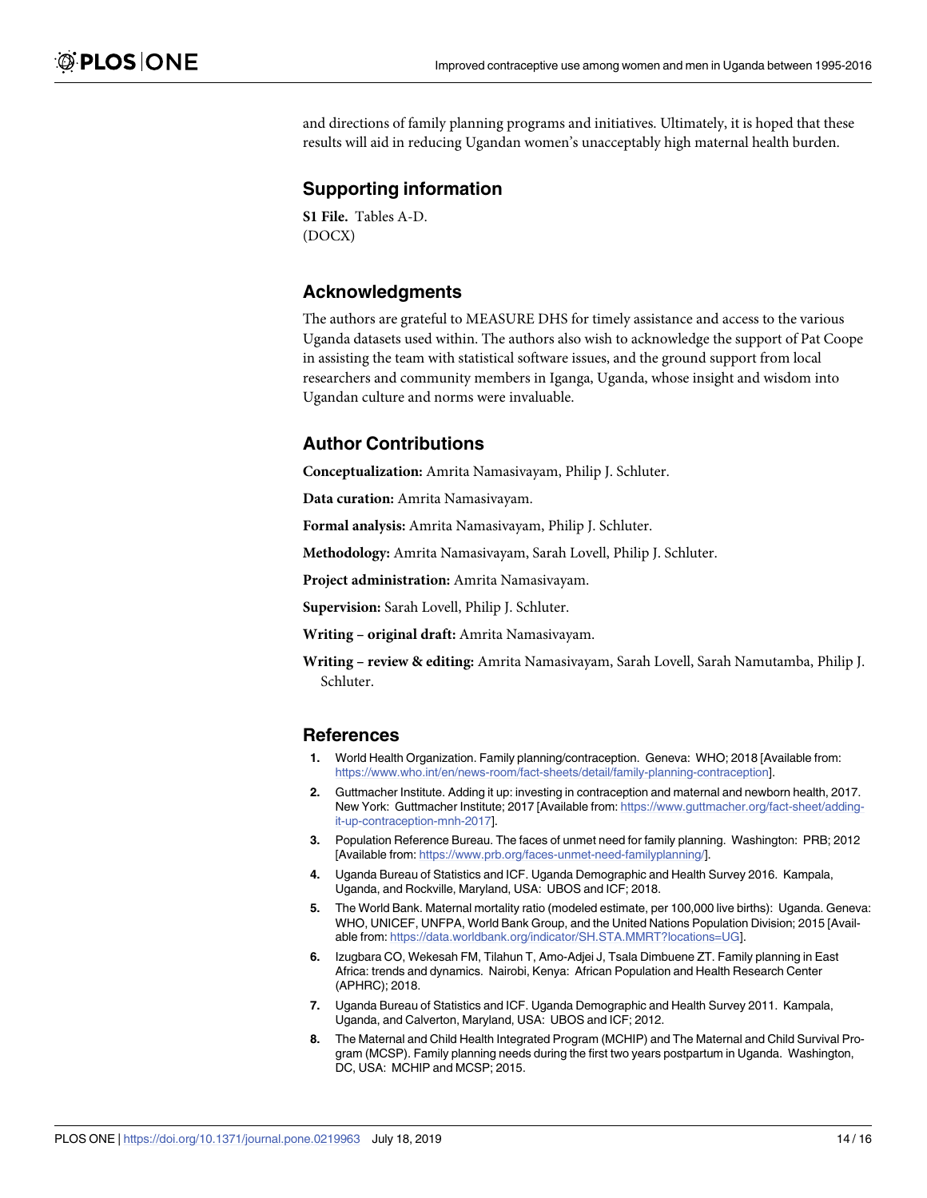and directions of family planning programs and initiatives. Ultimately, it is hoped that these results will aid in reducing Ugandan women's unacceptably high maternal health burden.

## Supporting information

**S1 File.** Tables A-D.
(DOCX)

## Acknowledgments

The authors are grateful to MEASURE DHS for timely assistance and access to the various Uganda datasets used within. The authors also wish to acknowledge the support of Pat Coope in assisting the team with statistical software issues, and the ground support from local researchers and community members in Iganga, Uganda, whose insight and wisdom into Ugandan culture and norms were invaluable.

## Author Contributions

**Conceptualization:** Amrita Namasivayam, Philip J. Schluter.

**Data curation:** Amrita Namasivayam.

**Formal analysis:** Amrita Namasivayam, Philip J. Schluter.

**Methodology:** Amrita Namasivayam, Sarah Lovell, Philip J. Schluter.

**Project administration:** Amrita Namasivayam.

**Supervision:** Sarah Lovell, Philip J. Schluter.

**Writing – original draft:** Amrita Namasivayam.

**Writing – review & editing:** Amrita Namasivayam, Sarah Lovell, Sarah Namutamba, Philip J. Schluter.

## References

1. World Health Organization. Family planning/contraception. Geneva: WHO; 2018 [Available from: https://www.who.int/en/news-room/fact-sheets/detail/family-planning-contraception].
2. Guttmacher Institute. Adding it up: investing in contraception and maternal and newborn health, 2017. New York: Guttmacher Institute; 2017 [Available from: https://www.guttmacher.org/fact-sheet/adding-it-up-contraception-mnh-2017].
3. Population Reference Bureau. The faces of unmet need for family planning. Washington: PRB; 2012 [Available from: https://www.prb.org/faces-unmet-need-familyplanning/].
4. Uganda Bureau of Statistics and ICF. Uganda Demographic and Health Survey 2016. Kampala, Uganda, and Rockville, Maryland, USA: UBOS and ICF; 2018.
5. The World Bank. Maternal mortality ratio (modeled estimate, per 100,000 live births): Uganda. Geneva: WHO, UNICEF, UNFPA, World Bank Group, and the United Nations Population Division; 2015 [Available from: https://data.worldbank.org/indicator/SH.STA.MMRT?locations=UG].
6. Izugbara CO, Wekesah FM, Tilahun T, Amo-Adjei J, Tsala Dimbuene ZT. Family planning in East Africa: trends and dynamics. Nairobi, Kenya: African Population and Health Research Center (APHRC); 2018.
7. Uganda Bureau of Statistics and ICF. Uganda Demographic and Health Survey 2011. Kampala, Uganda, and Calverton, Maryland, USA: UBOS and ICF; 2012.
8. The Maternal and Child Health Integrated Program (MCHIP) and The Maternal and Child Survival Program (MCSP). Family planning needs during the first two years postpartum in Uganda. Washington, DC, USA: MCHIP and MCSP; 2015.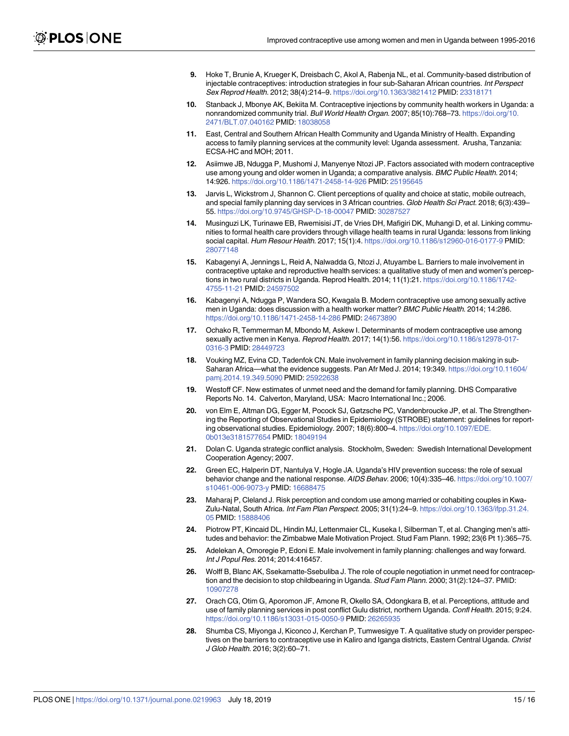9. Hoke T, Brunie A, Krueger K, Dreisbach C, Akol A, Rabenja NL, et al. Community-based distribution of injectable contraceptives: introduction strategies in four sub-Saharan African countries. *Int Perspect Sex Reprod Health*. 2012; 38(4):214–9. https://doi.org/10.1363/3821412 PMID: 23318171

10. Stanback J, Mbonye AK, Bekiita M. Contraceptive injections by community health workers in Uganda: a nonrandomized community trial. *Bull World Health Organ*. 2007; 85(10):768–73. https://doi.org/10.2471/BLT.07.040162 PMID: 18038058

11. East, Central and Southern African Health Community and Uganda Ministry of Health. Expanding access to family planning services at the community level: Uganda assessment. Arusha, Tanzania: ECSA-HC and MOH; 2011.

12. Asiimwe JB, Ndugga P, Mushomi J, Manyenye Ntozi JP. Factors associated with modern contraceptive use among young and older women in Uganda; a comparative analysis. *BMC Public Health*. 2014; 14:926. https://doi.org/10.1186/1471-2458-14-926 PMID: 25195645

13. Jarvis L, Wickstrom J, Shannon C. Client perceptions of quality and choice at static, mobile outreach, and special family planning day services in 3 African countries. *Glob Health Sci Pract*. 2018; 6(3):439–55. https://doi.org/10.9745/GHSP-D-18-00047 PMID: 30287527

14. Musinguzi LK, Turinawe EB, Rwemisisi JT, de Vries DH, Mafigiri DK, Muhangi D, et al. Linking communities to formal health care providers through village health teams in rural Uganda: lessons from linking social capital. *Hum Resour Health*. 2017; 15(1):4. https://doi.org/10.1186/s12960-016-0177-9 PMID: 28077148

15. Kabagenyi A, Jennings L, Reid A, Nalwadda G, Ntozi J, Atuyambe L. Barriers to male involvement in contraceptive uptake and reproductive health services: a qualitative study of men and women's perceptions in two rural districts in Uganda. Reprod Health. 2014; 11(1):21. https://doi.org/10.1186/1742-4755-11-21 PMID: 24597502

16. Kabagenyi A, Ndugga P, Wandera SO, Kwagala B. Modern contraceptive use among sexually active men in Uganda: does discussion with a health worker matter? *BMC Public Health*. 2014; 14:286. https://doi.org/10.1186/1471-2458-14-286 PMID: 24673890

17. Ochako R, Temmerman M, Mbondo M, Askew I. Determinants of modern contraceptive use among sexually active men in Kenya. *Reprod Health*. 2017; 14(1):56. https://doi.org/10.1186/s12978-017-0316-3 PMID: 28449723

18. Vouking MZ, Evina CD, Tadenfok CN. Male involvement in family planning decision making in sub-Saharan Africa—what the evidence suggests. Pan Afr Med J. 2014; 19:349. https://doi.org/10.11604/pamj.2014.19.349.5090 PMID: 25922638

19. Westoff CF. New estimates of unmet need and the demand for family planning. DHS Comparative Reports No. 14. Calverton, Maryland, USA: Macro International Inc.; 2006.

20. von Elm E, Altman DG, Egger M, Pocock SJ, Gøtzsche PC, Vandenbroucke JP, et al. The Strengthening the Reporting of Observational Studies in Epidemiology (STROBE) statement: guidelines for reporting observational studies. Epidemiology. 2007; 18(6):800–4. https://doi.org/10.1097/EDE.0b013e3181577654 PMID: 18049194

21. Dolan C. Uganda strategic conflict analysis. Stockholm, Sweden: Swedish International Development Cooperation Agency; 2007.

22. Green EC, Halperin DT, Nantulya V, Hogle JA. Uganda's HIV prevention success: the role of sexual behavior change and the national response. *AIDS Behav*. 2006; 10(4):335–46. https://doi.org/10.1007/s10461-006-9073-y PMID: 16688475

23. Maharaj P, Cleland J. Risk perception and condom use among married or cohabiting couples in Kwa-Zulu-Natal, South Africa. *Int Fam Plan Perspect*. 2005; 31(1):24–9. https://doi.org/10.1363/ifpp.31.24.05 PMID: 15888406

24. Piotrow PT, Kincaid DL, Hindin MJ, Lettenmaier CL, Kuseka I, Silberman T, et al. Changing men's attitudes and behavior: the Zimbabwe Male Motivation Project. Stud Fam Plann. 1992; 23(6 Pt 1):365–75.

25. Adelekan A, Omoregie P, Edoni E. Male involvement in family planning: challenges and way forward. *Int J Popul Res*. 2014; 2014:416457.

26. Wolff B, Blanc AK, Ssekamatte-Ssebuliba J. The role of couple negotiation in unmet need for contraception and the decision to stop childbearing in Uganda. *Stud Fam Plann*. 2000; 31(2):124–37. PMID: 10907278

27. Orach CG, Otim G, Aporomon JF, Amone R, Okello SA, Odongkara B, et al. Perceptions, attitude and use of family planning services in post conflict Gulu district, northern Uganda. *Confl Health*. 2015; 9:24. https://doi.org/10.1186/s13031-015-0050-9 PMID: 26265935

28. Shumba CS, Miyonga J, Kiconco J, Kerchan P, Tumwesigye T. A qualitative study on provider perspectives on the barriers to contraceptive use in Kaliro and Iganga districts, Eastern Central Uganda. *Christ J Glob Health*. 2016; 3(2):60–71.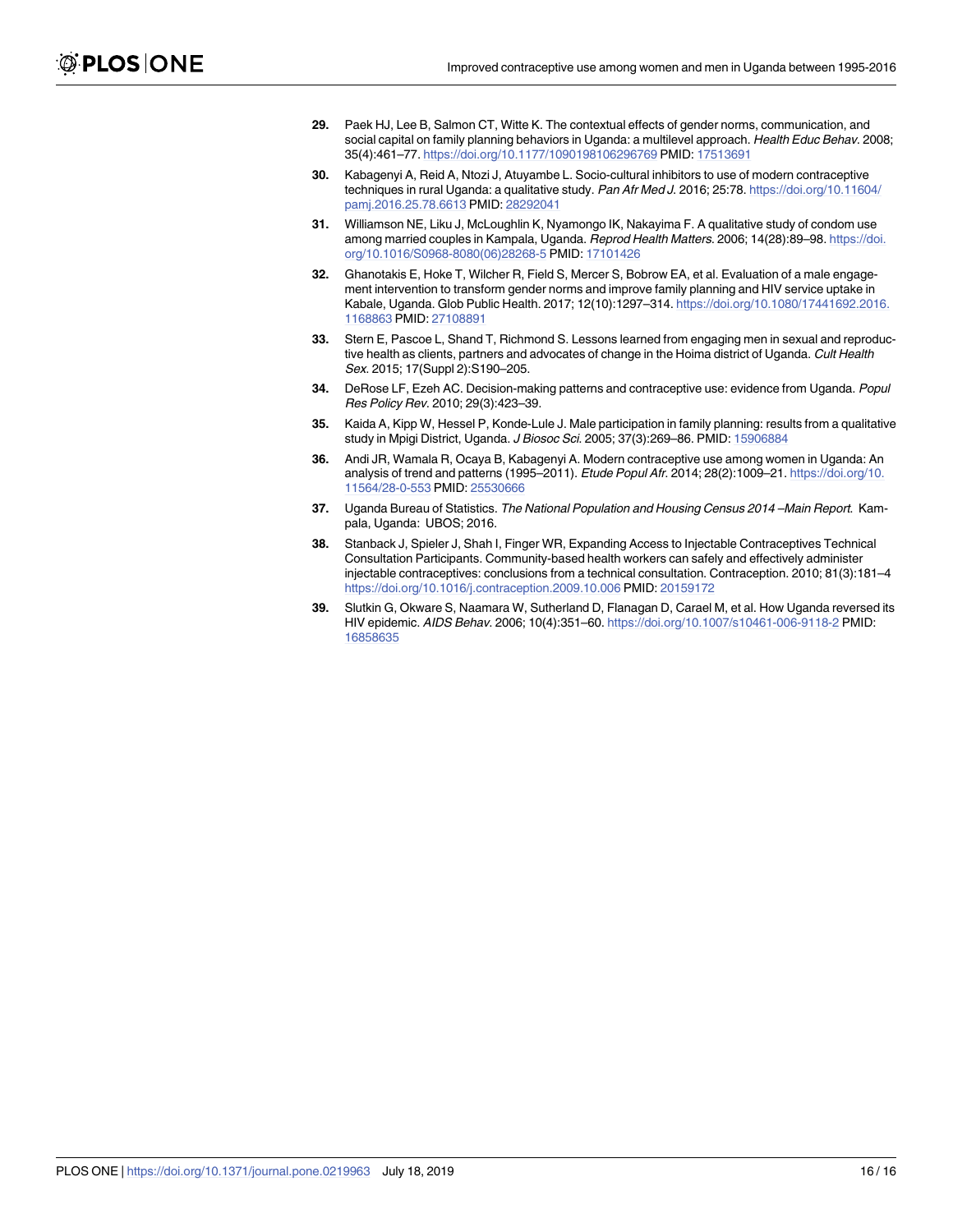29. Paek HJ, Lee B, Salmon CT, Witte K. The contextual effects of gender norms, communication, and social capital on family planning behaviors in Uganda: a multilevel approach. *Health Educ Behav*. 2008; 35(4):461–77. https://doi.org/10.1177/1090198106296769 PMID: 17513691

30. Kabagenyi A, Reid A, Ntozi J, Atuyambe L. Socio-cultural inhibitors to use of modern contraceptive techniques in rural Uganda: a qualitative study. *Pan Afr Med J*. 2016; 25:78. https://doi.org/10.11604/pamj.2016.25.78.6613 PMID: 28292041

31. Williamson NE, Liku J, McLoughlin K, Nyamongo IK, Nakayima F. A qualitative study of condom use among married couples in Kampala, Uganda. *Reprod Health Matters*. 2006; 14(28):89–98. https://doi.org/10.1016/S0968-8080(06)28268-5 PMID: 17101426

32. Ghanotakis E, Hoke T, Wilcher R, Field S, Mercer S, Bobrow EA, et al. Evaluation of a male engagement intervention to transform gender norms and improve family planning and HIV service uptake in Kabale, Uganda. Glob Public Health. 2017; 12(10):1297–314. https://doi.org/10.1080/17441692.2016.1168863 PMID: 27108891

33. Stern E, Pascoe L, Shand T, Richmond S. Lessons learned from engaging men in sexual and reproductive health as clients, partners and advocates of change in the Hoima district of Uganda. *Cult Health Sex*. 2015; 17(Suppl 2):S190–205.

34. DeRose LF, Ezeh AC. Decision-making patterns and contraceptive use: evidence from Uganda. *Popul Res Policy Rev*. 2010; 29(3):423–39.

35. Kaida A, Kipp W, Hessel P, Konde-Lule J. Male participation in family planning: results from a qualitative study in Mpigi District, Uganda. *J Biosoc Sci*. 2005; 37(3):269–86. PMID: 15906884

36. Andi JR, Wamala R, Ocaya B, Kabagenyi A. Modern contraceptive use among women in Uganda: An analysis of trend and patterns (1995–2011). *Etude Popul Afr*. 2014; 28(2):1009–21. https://doi.org/10.11564/28-0-553 PMID: 25530666

37. Uganda Bureau of Statistics. *The National Population and Housing Census 2014 –Main Report*. Kampala, Uganda: UBOS; 2016.

38. Stanback J, Spieler J, Shah I, Finger WR, Expanding Access to Injectable Contraceptives Technical Consultation Participants. Community-based health workers can safely and effectively administer injectable contraceptives: conclusions from a technical consultation. Contraception. 2010; 81(3):181–4 https://doi.org/10.1016/j.contraception.2009.10.006 PMID: 20159172

39. Slutkin G, Okware S, Naamara W, Sutherland D, Flanagan D, Carael M, et al. How Uganda reversed its HIV epidemic. *AIDS Behav*. 2006; 10(4):351–60. https://doi.org/10.1007/s10461-006-9118-2 PMID: 16858635